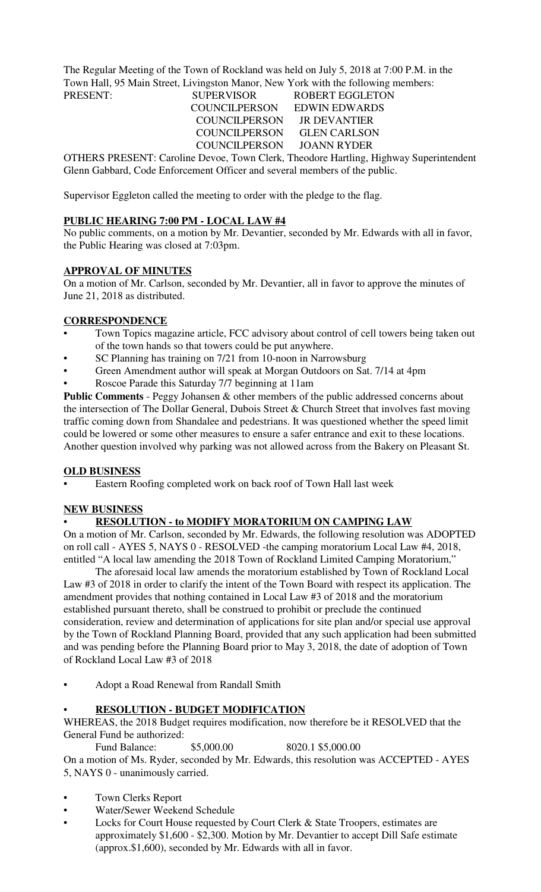The Regular Meeting of the Town of Rockland was held on July 5, 2018 at 7:00 P.M. in the Town Hall, 95 Main Street, Livingston Manor, New York with the following members:

| PRESENT: | SUPERVISOR | ROBERT EGGLETON |
|---|---|---|
| | COUNCILPERSON | EDWIN EDWARDS |
| | COUNCILPERSON | JR DEVANTIER |
| | COUNCILPERSON | GLEN CARLSON |
| | COUNCILPERSON | JOANN RYDER |

OTHERS PRESENT: Caroline Devoe, Town Clerk, Theodore Hartling, Highway Superintendent Glenn Gabbard, Code Enforcement Officer and several members of the public.

Supervisor Eggleton called the meeting to order with the pledge to the flag.

**PUBLIC HEARING 7:00 PM - LOCAL LAW #4**

No public comments, on a motion by Mr. Devantier, seconded by Mr. Edwards with all in favor, the Public Hearing was closed at 7:03pm.

**APPROVAL OF MINUTES**

On a motion of Mr. Carlson, seconded by Mr. Devantier, all in favor to approve the minutes of June 21, 2018 as distributed.

**CORRESPONDENCE**

- Town Topics magazine article, FCC advisory about control of cell towers being taken out of the town hands so that towers could be put anywhere.
- SC Planning has training on 7/21 from 10-noon in Narrowsburg
- Green Amendment author will speak at Morgan Outdoors on Sat. 7/14 at 4pm
- Roscoe Parade this Saturday 7/7 beginning at 11am

**Public Comments** - Peggy Johansen & other members of the public addressed concerns about the intersection of The Dollar General, Dubois Street & Church Street that involves fast moving traffic coming down from Shandalee and pedestrians. It was questioned whether the speed limit could be lowered or some other measures to ensure a safer entrance and exit to these locations. Another question involved why parking was not allowed across from the Bakery on Pleasant St.

**OLD BUSINESS**

- Eastern Roofing completed work on back roof of Town Hall last week

**NEW BUSINESS**

- **RESOLUTION - to MODIFY MORATORIUM ON CAMPING LAW**

On a motion of Mr. Carlson, seconded by Mr. Edwards, the following resolution was ADOPTED on roll call - AYES 5, NAYS 0 - RESOLVED -the camping moratorium Local Law #4, 2018, entitled "A local law amending the 2018 Town of Rockland Limited Camping Moratorium,"

The aforesaid local law amends the moratorium established by Town of Rockland Local Law #3 of 2018 in order to clarify the intent of the Town Board with respect its application. The amendment provides that nothing contained in Local Law #3 of 2018 and the moratorium established pursuant thereto, shall be construed to prohibit or preclude the continued consideration, review and determination of applications for site plan and/or special use approval by the Town of Rockland Planning Board, provided that any such application had been submitted and was pending before the Planning Board prior to May 3, 2018, the date of adoption of Town of Rockland Local Law #3 of 2018

- Adopt a Road Renewal from Randall Smith

- **RESOLUTION - BUDGET MODIFICATION**

WHEREAS, the 2018 Budget requires modification, now therefore be it RESOLVED that the General Fund be authorized:

Fund Balance: $5,000.00 8020.1 $5,000.00

On a motion of Ms. Ryder, seconded by Mr. Edwards, this resolution was ACCEPTED - AYES 5, NAYS 0 - unanimously carried.

- Town Clerks Report
- Water/Sewer Weekend Schedule
- Locks for Court House requested by Court Clerk & State Troopers, estimates are approximately $1,600 - $2,300. Motion by Mr. Devantier to accept Dill Safe estimate (approx.$1,600), seconded by Mr. Edwards with all in favor.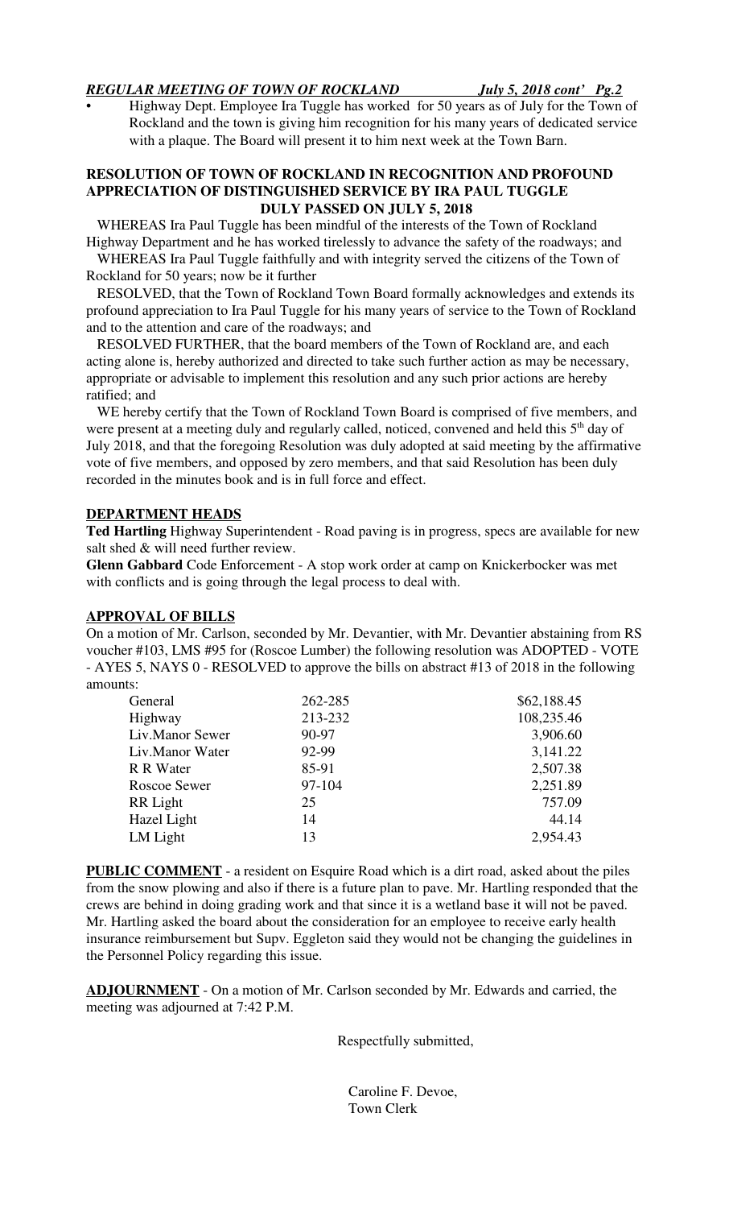- Highway Dept. Employee Ira Tuggle has worked for 50 years as of July for the Town of Rockland and the town is giving him recognition for his many years of dedicated service with a plaque. The Board will present it to him next week at the Town Barn.

**RESOLUTION OF TOWN OF ROCKLAND IN RECOGNITION AND PROFOUND APPRECIATION OF DISTINGUISHED SERVICE BY IRA PAUL TUGGLE DULY PASSED ON JULY 5, 2018**

WHEREAS Ira Paul Tuggle has been mindful of the interests of the Town of Rockland Highway Department and he has worked tirelessly to advance the safety of the roadways; and

WHEREAS Ira Paul Tuggle faithfully and with integrity served the citizens of the Town of Rockland for 50 years; now be it further

RESOLVED, that the Town of Rockland Town Board formally acknowledges and extends its profound appreciation to Ira Paul Tuggle for his many years of service to the Town of Rockland and to the attention and care of the roadways; and

RESOLVED FURTHER, that the board members of the Town of Rockland are, and each acting alone is, hereby authorized and directed to take such further action as may be necessary, appropriate or advisable to implement this resolution and any such prior actions are hereby ratified; and

WE hereby certify that the Town of Rockland Town Board is comprised of five members, and were present at a meeting duly and regularly called, noticed, convened and held this 5th day of July 2018, and that the foregoing Resolution was duly adopted at said meeting by the affirmative vote of five members, and opposed by zero members, and that said Resolution has been duly recorded in the minutes book and is in full force and effect.

**DEPARTMENT HEADS**

**Ted Hartling** Highway Superintendent - Road paving is in progress, specs are available for new salt shed & will need further review.

**Glenn Gabbard** Code Enforcement - A stop work order at camp on Knickerbocker was met with conflicts and is going through the legal process to deal with.

**APPROVAL OF BILLS**

On a motion of Mr. Carlson, seconded by Mr. Devantier, with Mr. Devantier abstaining from RS voucher #103, LMS #95 for (Roscoe Lumber) the following resolution was ADOPTED - VOTE - AYES 5, NAYS 0 - RESOLVED to approve the bills on abstract #13 of 2018 in the following amounts:

| | | |
|---|---|---|
| General | 262-285 | $62,188.45 |
| Highway | 213-232 | 108,235.46 |
| Liv.Manor Sewer | 90-97 | 3,906.60 |
| Liv.Manor Water | 92-99 | 3,141.22 |
| R R Water | 85-91 | 2,507.38 |
| Roscoe Sewer | 97-104 | 2,251.89 |
| RR Light | 25 | 757.09 |
| Hazel Light | 14 | 44.14 |
| LM Light | 13 | 2,954.43 |

**PUBLIC COMMENT** - a resident on Esquire Road which is a dirt road, asked about the piles from the snow plowing and also if there is a future plan to pave. Mr. Hartling responded that the crews are behind in doing grading work and that since it is a wetland base it will not be paved. Mr. Hartling asked the board about the consideration for an employee to receive early health insurance reimbursement but Supv. Eggleton said they would not be changing the guidelines in the Personnel Policy regarding this issue.

**ADJOURNMENT** - On a motion of Mr. Carlson seconded by Mr. Edwards and carried, the meeting was adjourned at 7:42 P.M.

Respectfully submitted,

Caroline F. Devoe,
Town Clerk